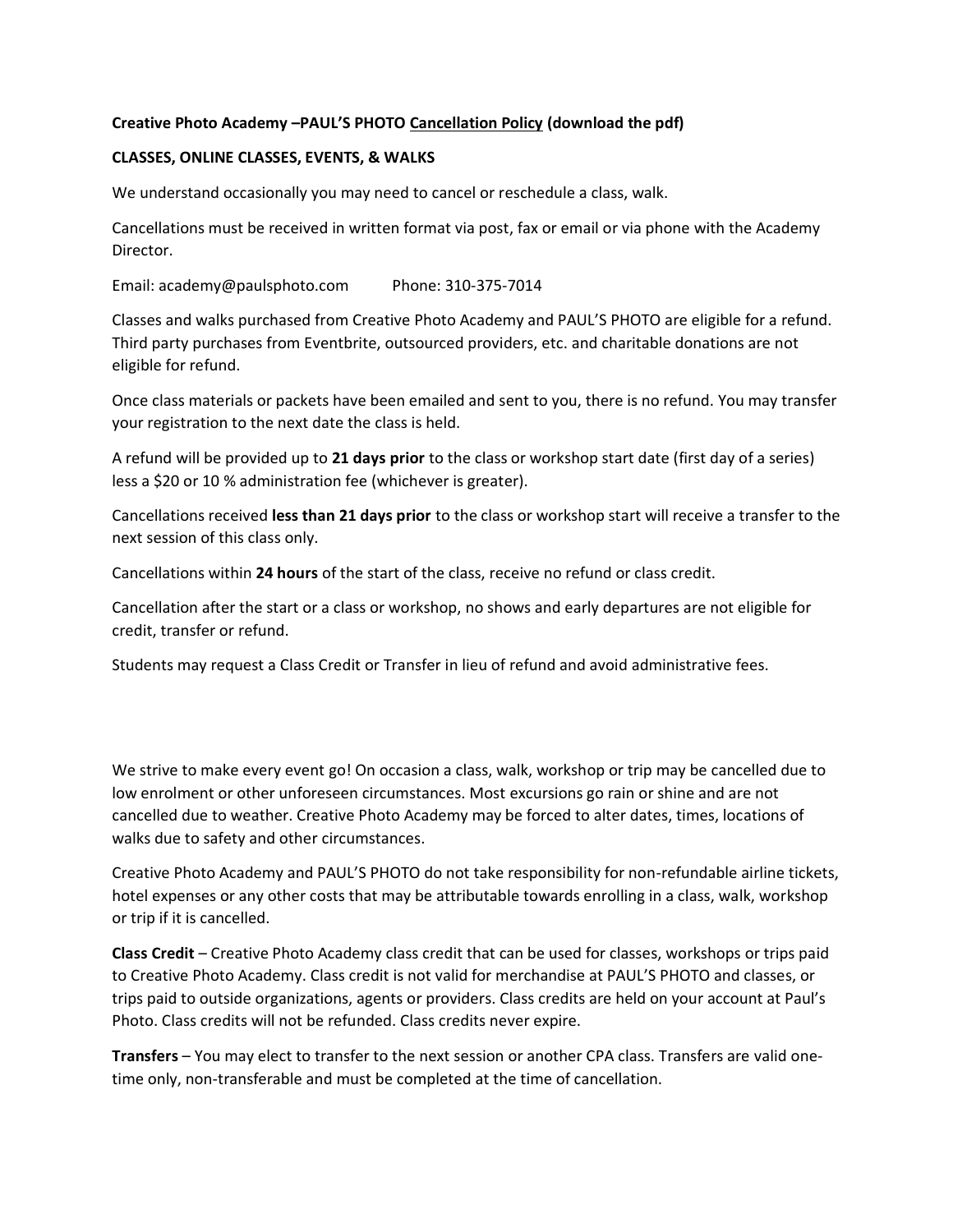**Creative Photo Academy –PAUL'S PHOTO Cancellation Policy (download the pdf)**

**CLASSES, ONLINE CLASSES, EVENTS, & WALKS**

We understand occasionally you may need to cancel or reschedule a class, walk.

Cancellations must be received in written format via post, fax or email or via phone with the Academy Director.

Email: academy@paulsphoto.com Phone: 310-375-7014

Classes and walks purchased from Creative Photo Academy and PAUL'S PHOTO are eligible for a refund. Third party purchases from Eventbrite, outsourced providers, etc. and charitable donations are not eligible for refund.

Once class materials or packets have been emailed and sent to you, there is no refund. You may transfer your registration to the next date the class is held.

A refund will be provided up to **21 days prior** to the class or workshop start date (first day of a series) less a $20 or 10 % administration fee (whichever is greater).

Cancellations received **less than 21 days prior** to the class or workshop start will receive a transfer to the next session of this class only.

Cancellations within **24 hours** of the start of the class, receive no refund or class credit.

Cancellation after the start or a class or workshop, no shows and early departures are not eligible for credit, transfer or refund.

Students may request a Class Credit or Transfer in lieu of refund and avoid administrative fees.

We strive to make every event go! On occasion a class, walk, workshop or trip may be cancelled due to low enrolment or other unforeseen circumstances. Most excursions go rain or shine and are not cancelled due to weather. Creative Photo Academy may be forced to alter dates, times, locations of walks due to safety and other circumstances.

Creative Photo Academy and PAUL'S PHOTO do not take responsibility for non-refundable airline tickets, hotel expenses or any other costs that may be attributable towards enrolling in a class, walk, workshop or trip if it is cancelled.

**Class Credit** – Creative Photo Academy class credit that can be used for classes, workshops or trips paid to Creative Photo Academy. Class credit is not valid for merchandise at PAUL'S PHOTO and classes, or trips paid to outside organizations, agents or providers. Class credits are held on your account at Paul's Photo. Class credits will not be refunded. Class credits never expire.

**Transfers** – You may elect to transfer to the next session or another CPA class. Transfers are valid one-time only, non-transferable and must be completed at the time of cancellation.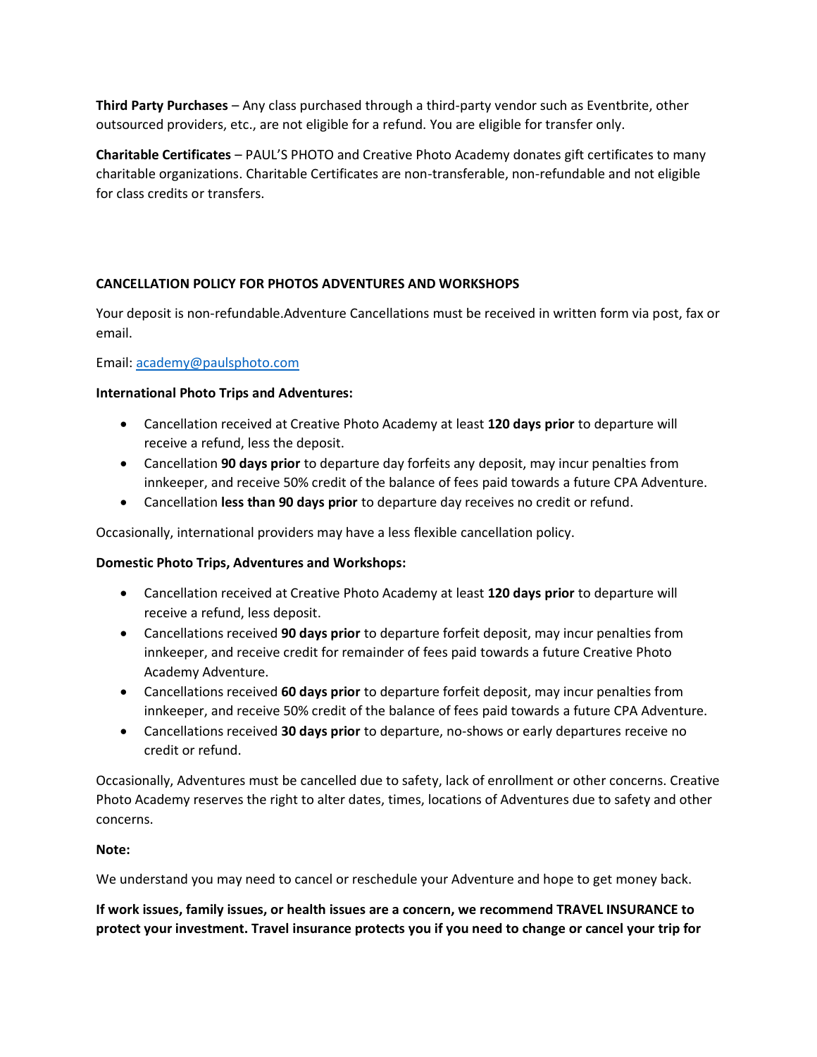**Third Party Purchases** – Any class purchased through a third-party vendor such as Eventbrite, other outsourced providers, etc., are not eligible for a refund. You are eligible for transfer only.

**Charitable Certificates** – PAUL'S PHOTO and Creative Photo Academy donates gift certificates to many charitable organizations. Charitable Certificates are non-transferable, non-refundable and not eligible for class credits or transfers.

**CANCELLATION POLICY FOR PHOTOS ADVENTURES AND WORKSHOPS**

Your deposit is non-refundable.Adventure Cancellations must be received in written form via post, fax or email.

Email: academy@paulsphoto.com

**International Photo Trips and Adventures:**

- Cancellation received at Creative Photo Academy at least **120 days prior** to departure will receive a refund, less the deposit.
- Cancellation **90 days prior** to departure day forfeits any deposit, may incur penalties from innkeeper, and receive 50% credit of the balance of fees paid towards a future CPA Adventure.
- Cancellation **less than 90 days prior** to departure day receives no credit or refund.

Occasionally, international providers may have a less flexible cancellation policy.

**Domestic Photo Trips, Adventures and Workshops:**

- Cancellation received at Creative Photo Academy at least **120 days prior** to departure will receive a refund, less deposit.
- Cancellations received **90 days prior** to departure forfeit deposit, may incur penalties from innkeeper, and receive credit for remainder of fees paid towards a future Creative Photo Academy Adventure.
- Cancellations received **60 days prior** to departure forfeit deposit, may incur penalties from innkeeper, and receive 50% credit of the balance of fees paid towards a future CPA Adventure.
- Cancellations received **30 days prior** to departure, no-shows or early departures receive no credit or refund.

Occasionally, Adventures must be cancelled due to safety, lack of enrollment or other concerns. Creative Photo Academy reserves the right to alter dates, times, locations of Adventures due to safety and other concerns.

**Note:**

We understand you may need to cancel or reschedule your Adventure and hope to get money back.

**If work issues, family issues, or health issues are a concern, we recommend TRAVEL INSURANCE to protect your investment. Travel insurance protects you if you need to change or cancel your trip for**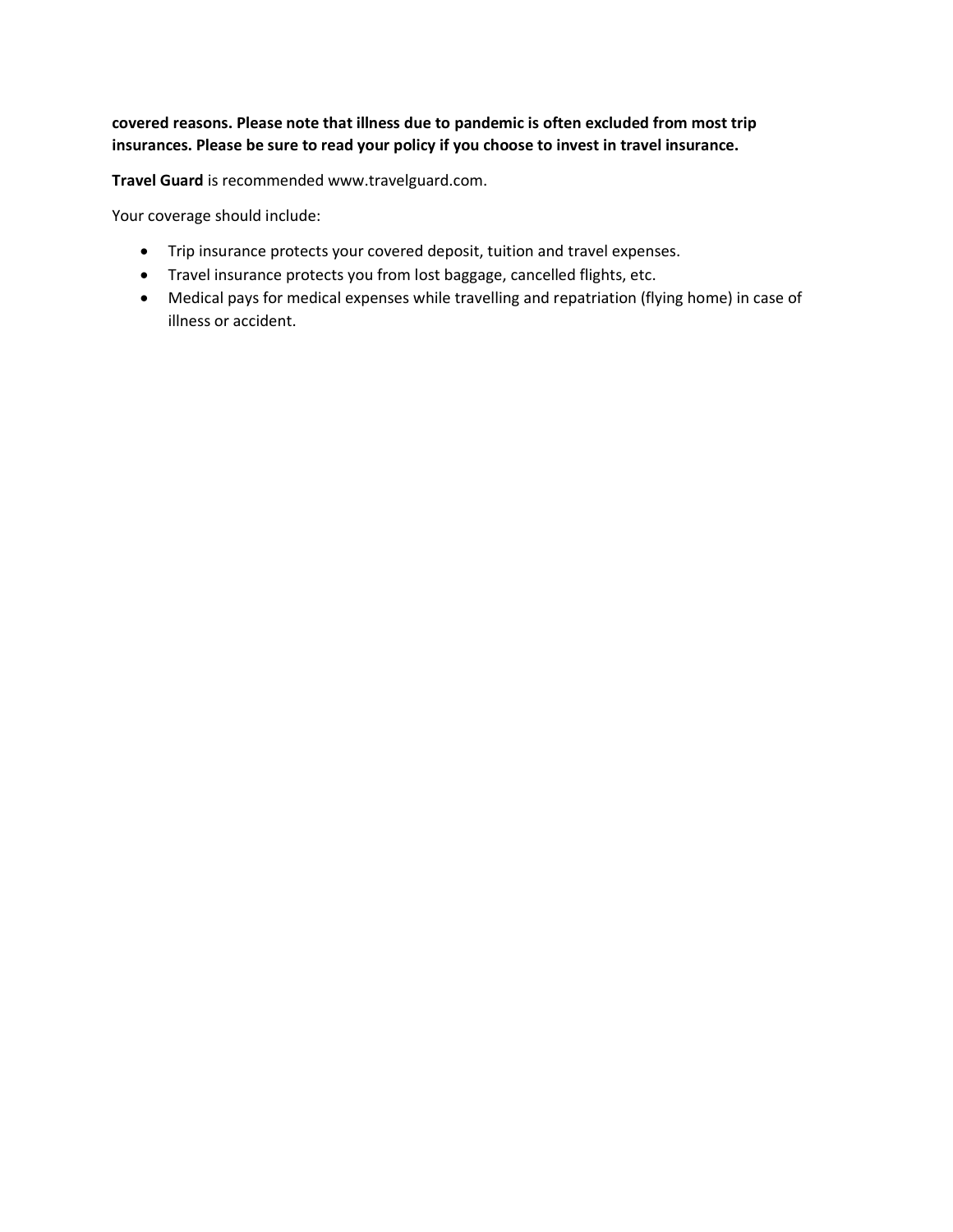**covered reasons. Please note that illness due to pandemic is often excluded from most trip insurances. Please be sure to read your policy if you choose to invest in travel insurance.**

**Travel Guard** is recommended www.travelguard.com.

Your coverage should include:

- Trip insurance protects your covered deposit, tuition and travel expenses.
- Travel insurance protects you from lost baggage, cancelled flights, etc.
- Medical pays for medical expenses while travelling and repatriation (flying home) in case of illness or accident.